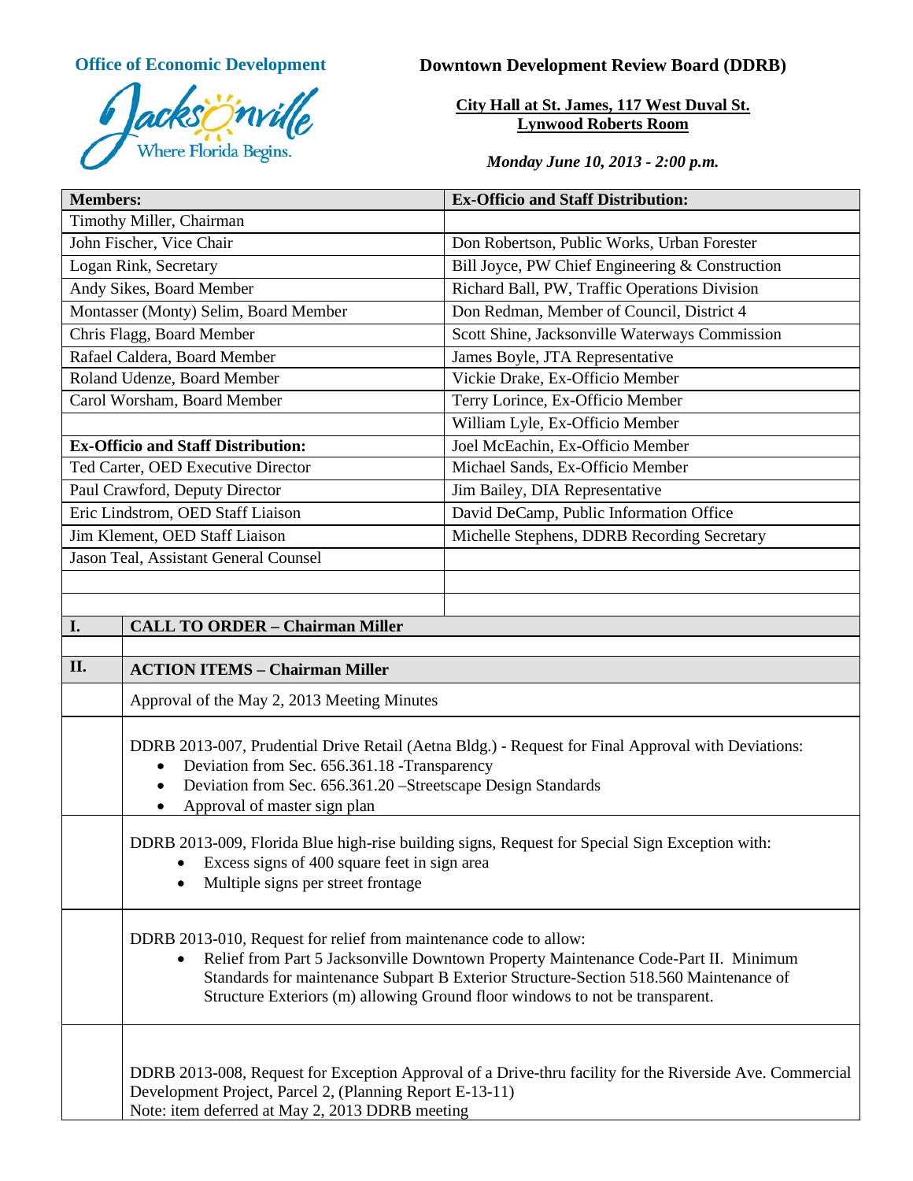**Office of Economic Development**

Jacksonville — Where Florida Begins.

## Downtown Development Review Board (DDRB)

**City Hall at St. James, 117 West Duval St.**
**Lynwood Roberts Room**

*Monday June 10, 2013 - 2:00 p.m.*

| **Members:** | **Ex-Officio and Staff Distribution:** |
|---|---|
| Timothy Miller, Chairman | |
| John Fischer, Vice Chair | Don Robertson, Public Works, Urban Forester |
| Logan Rink, Secretary | Bill Joyce, PW Chief Engineering & Construction |
| Andy Sikes, Board Member | Richard Ball, PW, Traffic Operations Division |
| Montasser (Monty) Selim, Board Member | Don Redman, Member of Council, District 4 |
| Chris Flagg, Board Member | Scott Shine, Jacksonville Waterways Commission |
| Rafael Caldera, Board Member | James Boyle, JTA Representative |
| Roland Udenze, Board Member | Vickie Drake, Ex-Officio Member |
| Carol Worsham, Board Member | Terry Lorince, Ex-Officio Member |
| | William Lyle, Ex-Officio Member |
| **Ex-Officio and Staff Distribution:** | Joel McEachin, Ex-Officio Member |
| Ted Carter, OED Executive Director | Michael Sands, Ex-Officio Member |
| Paul Crawford, Deputy Director | Jim Bailey, DIA Representative |
| Eric Lindstrom, OED Staff Liaison | David DeCamp, Public Information Office |
| Jim Klement, OED Staff Liaison | Michelle Stephens, DDRB Recording Secretary |
| Jason Teal, Assistant General Counsel | |

**I. CALL TO ORDER – Chairman Miller**

**II. ACTION ITEMS – Chairman Miller**

Approval of the May 2, 2013 Meeting Minutes

DDRB 2013-007, Prudential Drive Retail (Aetna Bldg.) - Request for Final Approval with Deviations:

- Deviation from Sec. 656.361.18 -Transparency
- Deviation from Sec. 656.361.20 –Streetscape Design Standards
- Approval of master sign plan

DDRB 2013-009, Florida Blue high-rise building signs, Request for Special Sign Exception with:

- Excess signs of 400 square feet in sign area
- Multiple signs per street frontage

DDRB 2013-010, Request for relief from maintenance code to allow:

- Relief from Part 5 Jacksonville Downtown Property Maintenance Code-Part II. Minimum Standards for maintenance Subpart B Exterior Structure-Section 518.560 Maintenance of Structure Exteriors (m) allowing Ground floor windows to not be transparent.

DDRB 2013-008, Request for Exception Approval of a Drive-thru facility for the Riverside Ave. Commercial Development Project, Parcel 2, (Planning Report E-13-11)
Note: item deferred at May 2, 2013 DDRB meeting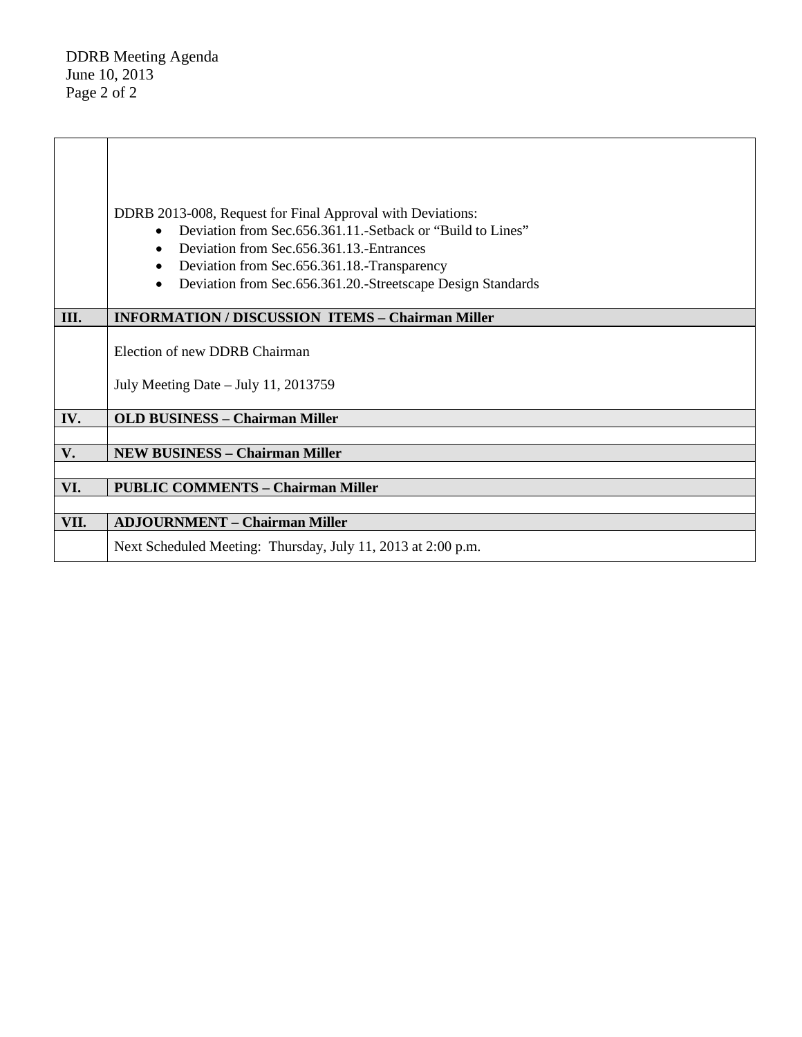| | |
|---|---|
| | DDRB 2013-008, Request for Final Approval with Deviations:<br>• Deviation from Sec.656.361.11.-Setback or "Build to Lines"<br>• Deviation from Sec.656.361.13.-Entrances<br>• Deviation from Sec.656.361.18.-Transparency<br>• Deviation from Sec.656.361.20.-Streetscape Design Standards |
| **III.** | **INFORMATION / DISCUSSION ITEMS – Chairman Miller** |
| | Election of new DDRB Chairman<br><br>July Meeting Date – July 11, 2013759 |
| **IV.** | **OLD BUSINESS – Chairman Miller** |
| | |
| **V.** | **NEW BUSINESS – Chairman Miller** |
| | |
| **VI.** | **PUBLIC COMMENTS – Chairman Miller** |
| | |
| **VII.** | **ADJOURNMENT – Chairman Miller** |
| | Next Scheduled Meeting: Thursday, July 11, 2013 at 2:00 p.m. |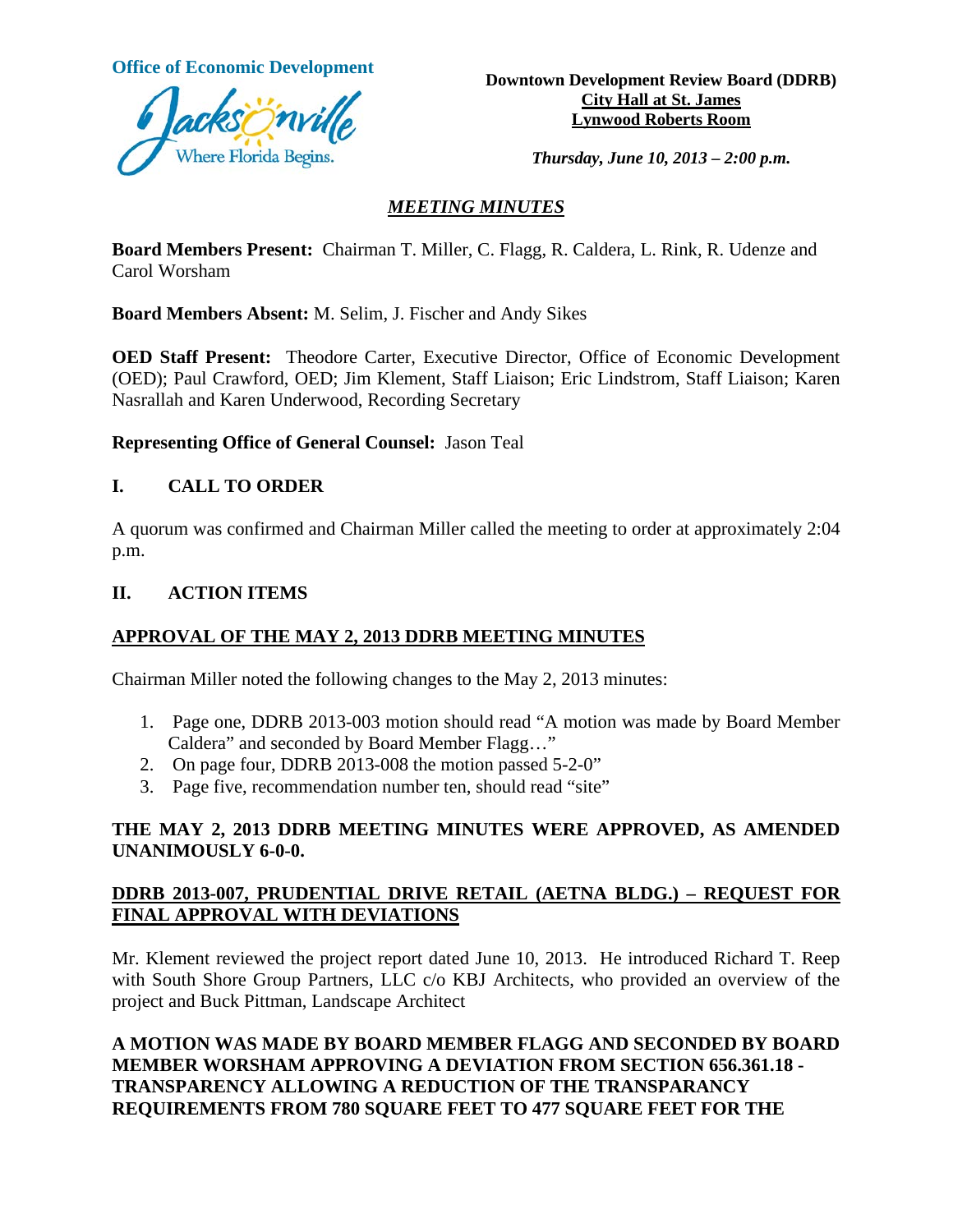**Office of Economic Development**

**Downtown Development Review Board (DDRB)**
**City Hall at St. James**
**Lynwood Roberts Room**

***Thursday, June 10, 2013 – 2:00 p.m.***

## *MEETING MINUTES*

**Board Members Present:** Chairman T. Miller, C. Flagg, R. Caldera, L. Rink, R. Udenze and Carol Worsham

**Board Members Absent:** M. Selim, J. Fischer and Andy Sikes

**OED Staff Present:** Theodore Carter, Executive Director, Office of Economic Development (OED); Paul Crawford, OED; Jim Klement, Staff Liaison; Eric Lindstrom, Staff Liaison; Karen Nasrallah and Karen Underwood, Recording Secretary

**Representing Office of General Counsel:** Jason Teal

## I. CALL TO ORDER

A quorum was confirmed and Chairman Miller called the meeting to order at approximately 2:04 p.m.

## II. ACTION ITEMS

**APPROVAL OF THE MAY 2, 2013 DDRB MEETING MINUTES**

Chairman Miller noted the following changes to the May 2, 2013 minutes:

1. Page one, DDRB 2013-003 motion should read "A motion was made by Board Member Caldera" and seconded by Board Member Flagg…"
2. On page four, DDRB 2013-008 the motion passed 5-2-0"
3. Page five, recommendation number ten, should read "site"

**THE MAY 2, 2013 DDRB MEETING MINUTES WERE APPROVED, AS AMENDED UNANIMOUSLY 6-0-0.**

**DDRB 2013-007, PRUDENTIAL DRIVE RETAIL (AETNA BLDG.) – REQUEST FOR FINAL APPROVAL WITH DEVIATIONS**

Mr. Klement reviewed the project report dated June 10, 2013. He introduced Richard T. Reep with South Shore Group Partners, LLC c/o KBJ Architects, who provided an overview of the project and Buck Pittman, Landscape Architect

**A MOTION WAS MADE BY BOARD MEMBER FLAGG AND SECONDED BY BOARD MEMBER WORSHAM APPROVING A DEVIATION FROM SECTION 656.361.18 - TRANSPARENCY ALLOWING A REDUCTION OF THE TRANSPARANCY REQUIREMENTS FROM 780 SQUARE FEET TO 477 SQUARE FEET FOR THE**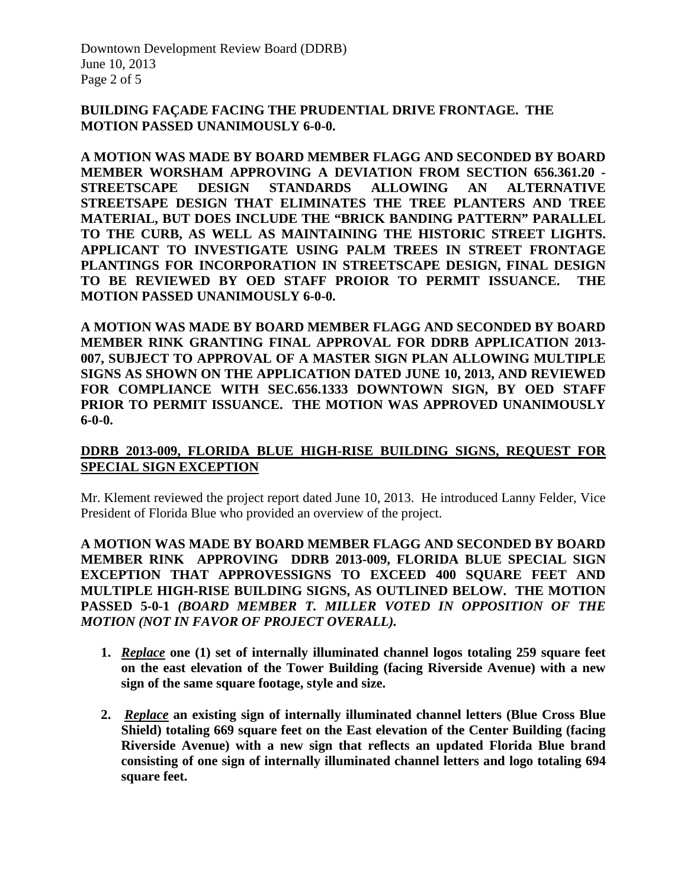**BUILDING FAÇADE FACING THE PRUDENTIAL DRIVE FRONTAGE. THE MOTION PASSED UNANIMOUSLY 6-0-0.**

**A MOTION WAS MADE BY BOARD MEMBER FLAGG AND SECONDED BY BOARD MEMBER WORSHAM APPROVING A DEVIATION FROM SECTION 656.361.20 - STREETSCAPE DESIGN STANDARDS ALLOWING AN ALTERNATIVE STREETSAPE DESIGN THAT ELIMINATES THE TREE PLANTERS AND TREE MATERIAL, BUT DOES INCLUDE THE "BRICK BANDING PATTERN" PARALLEL TO THE CURB, AS WELL AS MAINTAINING THE HISTORIC STREET LIGHTS. APPLICANT TO INVESTIGATE USING PALM TREES IN STREET FRONTAGE PLANTINGS FOR INCORPORATION IN STREETSCAPE DESIGN, FINAL DESIGN TO BE REVIEWED BY OED STAFF PROIOR TO PERMIT ISSUANCE. THE MOTION PASSED UNANIMOUSLY 6-0-0.**

**A MOTION WAS MADE BY BOARD MEMBER FLAGG AND SECONDED BY BOARD MEMBER RINK GRANTING FINAL APPROVAL FOR DDRB APPLICATION 2013-007, SUBJECT TO APPROVAL OF A MASTER SIGN PLAN ALLOWING MULTIPLE SIGNS AS SHOWN ON THE APPLICATION DATED JUNE 10, 2013, AND REVIEWED FOR COMPLIANCE WITH SEC.656.1333 DOWNTOWN SIGN, BY OED STAFF PRIOR TO PERMIT ISSUANCE. THE MOTION WAS APPROVED UNANIMOUSLY 6-0-0.**

**DDRB 2013-009, FLORIDA BLUE HIGH-RISE BUILDING SIGNS, REQUEST FOR SPECIAL SIGN EXCEPTION**

Mr. Klement reviewed the project report dated June 10, 2013. He introduced Lanny Felder, Vice President of Florida Blue who provided an overview of the project.

**A MOTION WAS MADE BY BOARD MEMBER FLAGG AND SECONDED BY BOARD MEMBER RINK APPROVING DDRB 2013-009, FLORIDA BLUE SPECIAL SIGN EXCEPTION THAT APPROVESSIGNS TO EXCEED 400 SQUARE FEET AND MULTIPLE HIGH-RISE BUILDING SIGNS, AS OUTLINED BELOW. THE MOTION PASSED 5-0-1** ***(BOARD MEMBER T. MILLER VOTED IN OPPOSITION OF THE MOTION (NOT IN FAVOR OF PROJECT OVERALL).***

1. ***Replace*** **one (1) set of internally illuminated channel logos totaling 259 square feet on the east elevation of the Tower Building (facing Riverside Avenue) with a new sign of the same square footage, style and size.**

2. ***Replace*** **an existing sign of internally illuminated channel letters (Blue Cross Blue Shield) totaling 669 square feet on the East elevation of the Center Building (facing Riverside Avenue) with a new sign that reflects an updated Florida Blue brand consisting of one sign of internally illuminated channel letters and logo totaling 694 square feet.**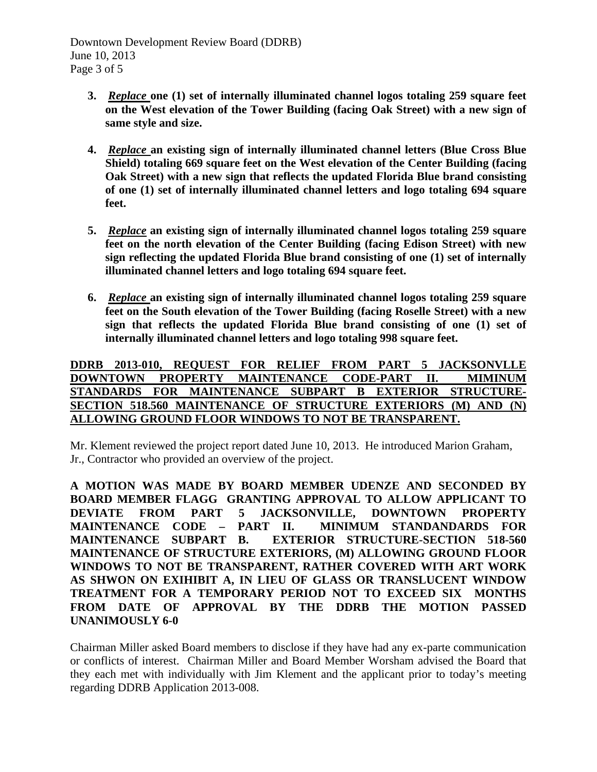3. ***Replace*** **one (1) set of internally illuminated channel logos totaling 259 square feet on the West elevation of the Tower Building (facing Oak Street) with a new sign of same style and size.**

4. ***Replace*** **an existing sign of internally illuminated channel letters (Blue Cross Blue Shield) totaling 669 square feet on the West elevation of the Center Building (facing Oak Street) with a new sign that reflects the updated Florida Blue brand consisting of one (1) set of internally illuminated channel letters and logo totaling 694 square feet.**

5. ***Replace*** **an existing sign of internally illuminated channel logos totaling 259 square feet on the north elevation of the Center Building (facing Edison Street) with new sign reflecting the updated Florida Blue brand consisting of one (1) set of internally illuminated channel letters and logo totaling 694 square feet.**

6. ***Replace*** **an existing sign of internally illuminated channel logos totaling 259 square feet on the South elevation of the Tower Building (facing Roselle Street) with a new sign that reflects the updated Florida Blue brand consisting of one (1) set of internally illuminated channel letters and logo totaling 998 square feet.**

**DDRB 2013-010, REQUEST FOR RELIEF FROM PART 5 JACKSONVLLE DOWNTOWN PROPERTY MAINTENANCE CODE-PART II. MIMINUM STANDARDS FOR MAINTENANCE SUBPART B EXTERIOR STRUCTURE-SECTION 518.560 MAINTENANCE OF STRUCTURE EXTERIORS (M) AND (N) ALLOWING GROUND FLOOR WINDOWS TO NOT BE TRANSPARENT.**

Mr. Klement reviewed the project report dated June 10, 2013. He introduced Marion Graham, Jr., Contractor who provided an overview of the project.

**A MOTION WAS MADE BY BOARD MEMBER UDENZE AND SECONDED BY BOARD MEMBER FLAGG GRANTING APPROVAL TO ALLOW APPLICANT TO DEVIATE FROM PART 5 JACKSONVILLE, DOWNTOWN PROPERTY MAINTENANCE CODE – PART II. MINIMUM STANDANDARDS FOR MAINTENANCE SUBPART B. EXTERIOR STRUCTURE-SECTION 518-560 MAINTENANCE OF STRUCTURE EXTERIORS, (M) ALLOWING GROUND FLOOR WINDOWS TO NOT BE TRANSPARENT, RATHER COVERED WITH ART WORK AS SHWON ON EXIHIBIT A, IN LIEU OF GLASS OR TRANSLUCENT WINDOW TREATMENT FOR A TEMPORARY PERIOD NOT TO EXCEED SIX MONTHS FROM DATE OF APPROVAL BY THE DDRB THE MOTION PASSED UNANIMOUSLY 6-0**

Chairman Miller asked Board members to disclose if they have had any ex-parte communication or conflicts of interest. Chairman Miller and Board Member Worsham advised the Board that they each met with individually with Jim Klement and the applicant prior to today's meeting regarding DDRB Application 2013-008.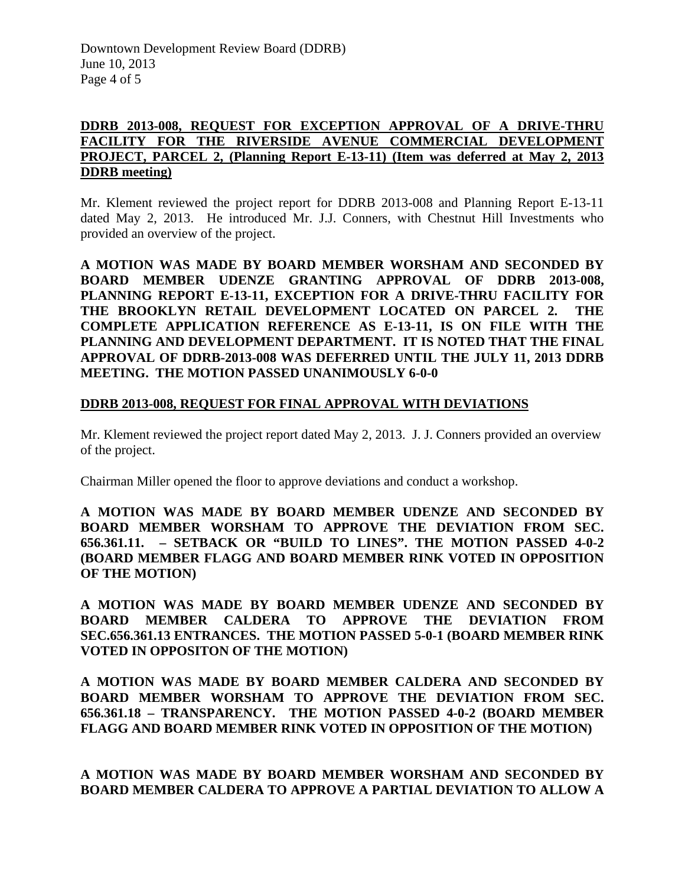**DDRB 2013-008, REQUEST FOR EXCEPTION APPROVAL OF A DRIVE-THRU FACILITY FOR THE RIVERSIDE AVENUE COMMERCIAL DEVELOPMENT PROJECT, PARCEL 2, (Planning Report E-13-11) (Item was deferred at May 2, 2013 DDRB meeting)**

Mr. Klement reviewed the project report for DDRB 2013-008 and Planning Report E-13-11 dated May 2, 2013. He introduced Mr. J.J. Conners, with Chestnut Hill Investments who provided an overview of the project.

**A MOTION WAS MADE BY BOARD MEMBER WORSHAM AND SECONDED BY BOARD MEMBER UDENZE GRANTING APPROVAL OF DDRB 2013-008, PLANNING REPORT E-13-11, EXCEPTION FOR A DRIVE-THRU FACILITY FOR THE BROOKLYN RETAIL DEVELOPMENT LOCATED ON PARCEL 2. THE COMPLETE APPLICATION REFERENCE AS E-13-11, IS ON FILE WITH THE PLANNING AND DEVELOPMENT DEPARTMENT. IT IS NOTED THAT THE FINAL APPROVAL OF DDRB-2013-008 WAS DEFERRED UNTIL THE JULY 11, 2013 DDRB MEETING. THE MOTION PASSED UNANIMOUSLY 6-0-0**

**DDRB 2013-008, REQUEST FOR FINAL APPROVAL WITH DEVIATIONS**

Mr. Klement reviewed the project report dated May 2, 2013. J. J. Conners provided an overview of the project.

Chairman Miller opened the floor to approve deviations and conduct a workshop.

**A MOTION WAS MADE BY BOARD MEMBER UDENZE AND SECONDED BY BOARD MEMBER WORSHAM TO APPROVE THE DEVIATION FROM SEC. 656.361.11. – SETBACK OR "BUILD TO LINES". THE MOTION PASSED 4-0-2 (BOARD MEMBER FLAGG AND BOARD MEMBER RINK VOTED IN OPPOSITION OF THE MOTION)**

**A MOTION WAS MADE BY BOARD MEMBER UDENZE AND SECONDED BY BOARD MEMBER CALDERA TO APPROVE THE DEVIATION FROM SEC.656.361.13 ENTRANCES. THE MOTION PASSED 5-0-1 (BOARD MEMBER RINK VOTED IN OPPOSITON OF THE MOTION)**

**A MOTION WAS MADE BY BOARD MEMBER CALDERA AND SECONDED BY BOARD MEMBER WORSHAM TO APPROVE THE DEVIATION FROM SEC. 656.361.18 – TRANSPARENCY. THE MOTION PASSED 4-0-2 (BOARD MEMBER FLAGG AND BOARD MEMBER RINK VOTED IN OPPOSITION OF THE MOTION)**

**A MOTION WAS MADE BY BOARD MEMBER WORSHAM AND SECONDED BY BOARD MEMBER CALDERA TO APPROVE A PARTIAL DEVIATION TO ALLOW A**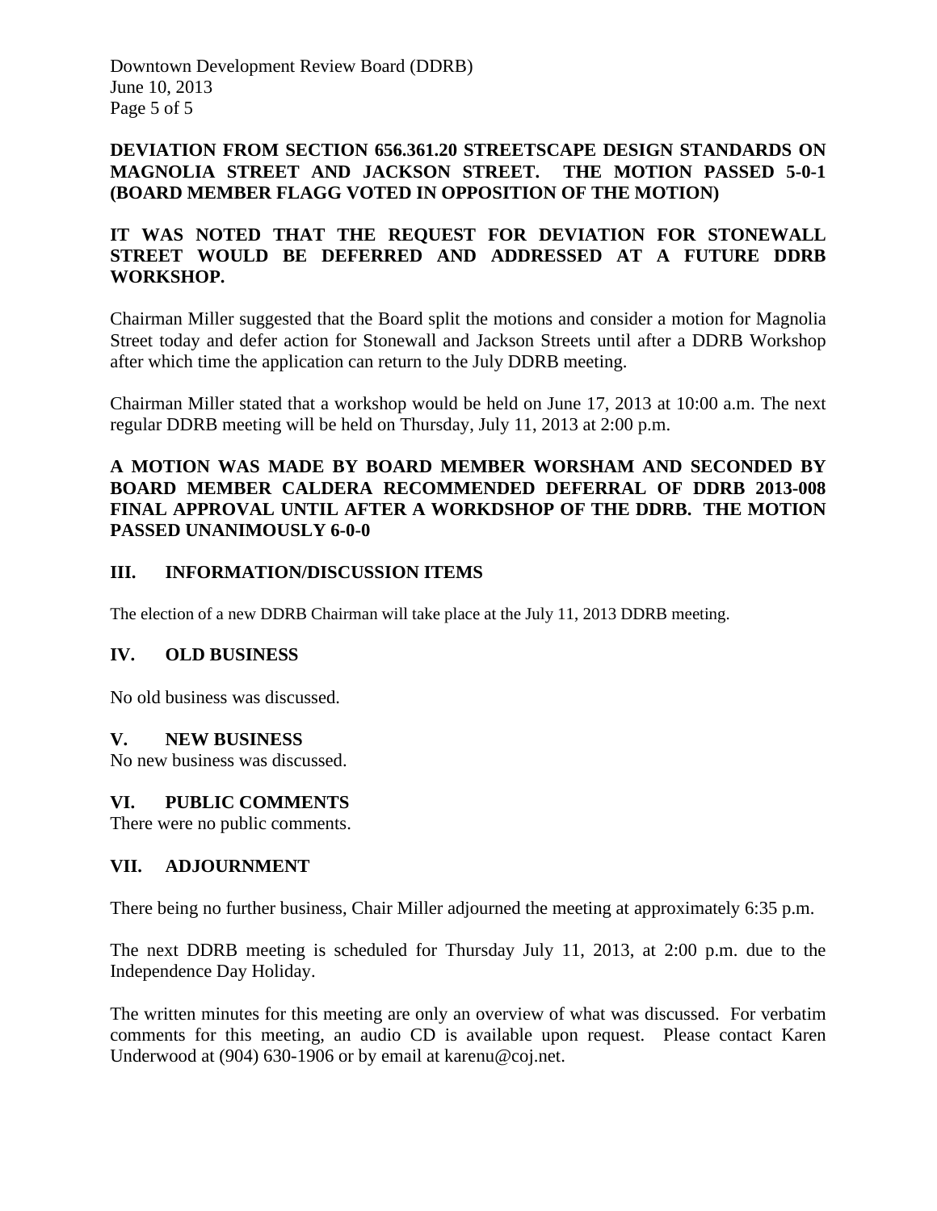**DEVIATION FROM SECTION 656.361.20 STREETSCAPE DESIGN STANDARDS ON MAGNOLIA STREET AND JACKSON STREET. THE MOTION PASSED 5-0-1 (BOARD MEMBER FLAGG VOTED IN OPPOSITION OF THE MOTION)**

**IT WAS NOTED THAT THE REQUEST FOR DEVIATION FOR STONEWALL STREET WOULD BE DEFERRED AND ADDRESSED AT A FUTURE DDRB WORKSHOP.**

Chairman Miller suggested that the Board split the motions and consider a motion for Magnolia Street today and defer action for Stonewall and Jackson Streets until after a DDRB Workshop after which time the application can return to the July DDRB meeting.

Chairman Miller stated that a workshop would be held on June 17, 2013 at 10:00 a.m. The next regular DDRB meeting will be held on Thursday, July 11, 2013 at 2:00 p.m.

**A MOTION WAS MADE BY BOARD MEMBER WORSHAM AND SECONDED BY BOARD MEMBER CALDERA RECOMMENDED DEFERRAL OF DDRB 2013-008 FINAL APPROVAL UNTIL AFTER A WORKDSHOP OF THE DDRB. THE MOTION PASSED UNANIMOUSLY 6-0-0**

## III. INFORMATION/DISCUSSION ITEMS

The election of a new DDRB Chairman will take place at the July 11, 2013 DDRB meeting.

## IV. OLD BUSINESS

No old business was discussed.

## V. NEW BUSINESS

No new business was discussed.

## VI. PUBLIC COMMENTS

There were no public comments.

## VII. ADJOURNMENT

There being no further business, Chair Miller adjourned the meeting at approximately 6:35 p.m.

The next DDRB meeting is scheduled for Thursday July 11, 2013, at 2:00 p.m. due to the Independence Day Holiday.

The written minutes for this meeting are only an overview of what was discussed. For verbatim comments for this meeting, an audio CD is available upon request. Please contact Karen Underwood at (904) 630-1906 or by email at karenu@coj.net.